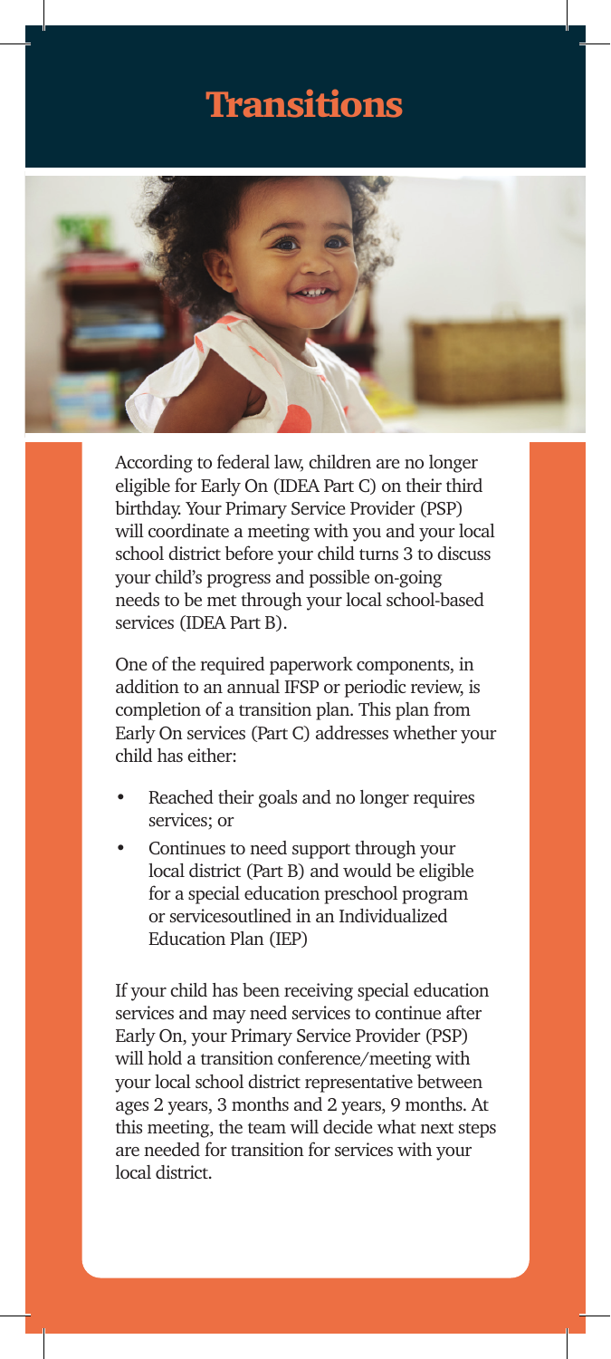# Transitions

According to federal law, children are no longer eligible for Early On (IDEA Part C) on their third birthday. Your Primary Service Provider (PSP) will coordinate a meeting with you and your local school district before your child turns 3 to discuss your child's progress and possible on-going needs to be met through your local school-based services (IDEA Part B).

One of the required paperwork components, in addition to an annual IFSP or periodic review, is completion of a transition plan. This plan from Early On services (Part C) addresses whether your child has either:

- Reached their goals and no longer requires services; or
- Continues to need support through your local district (Part B) and would be eligible for a special education preschool program or servicesoutlined in an Individualized Education Plan (IEP)

If your child has been receiving special education services and may need services to continue after Early On, your Primary Service Provider (PSP) will hold a transition conference/meeting with your local school district representative between ages 2 years, 3 months and 2 years, 9 months. At this meeting, the team will decide what next steps are needed for transition for services with your local district.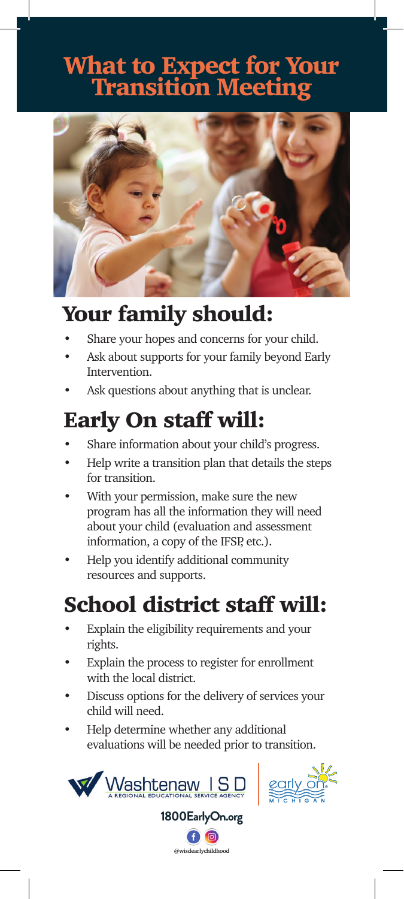# What to Expect for Your Transition Meeting

## Your family should:

- Share your hopes and concerns for your child.
- Ask about supports for your family beyond Early Intervention.
- Ask questions about anything that is unclear.

## Early On staff will:

- Share information about your child's progress.
- Help write a transition plan that details the steps for transition.
- With your permission, make sure the new program has all the information they will need about your child (evaluation and assessment information, a copy of the IFSP, etc.).
- Help you identify additional community resources and supports.

## School district staff will:

- Explain the eligibility requirements and your rights.
- Explain the process to register for enrollment with the local district.
- Discuss options for the delivery of services your child will need.
- Help determine whether any additional evaluations will be needed prior to transition.

Washtenaw ISD
A REGIONAL EDUCATIONAL SERVICE AGENCY

early on MICHIGAN

**1800EarlyOn.org**

@wisdearlychildhood